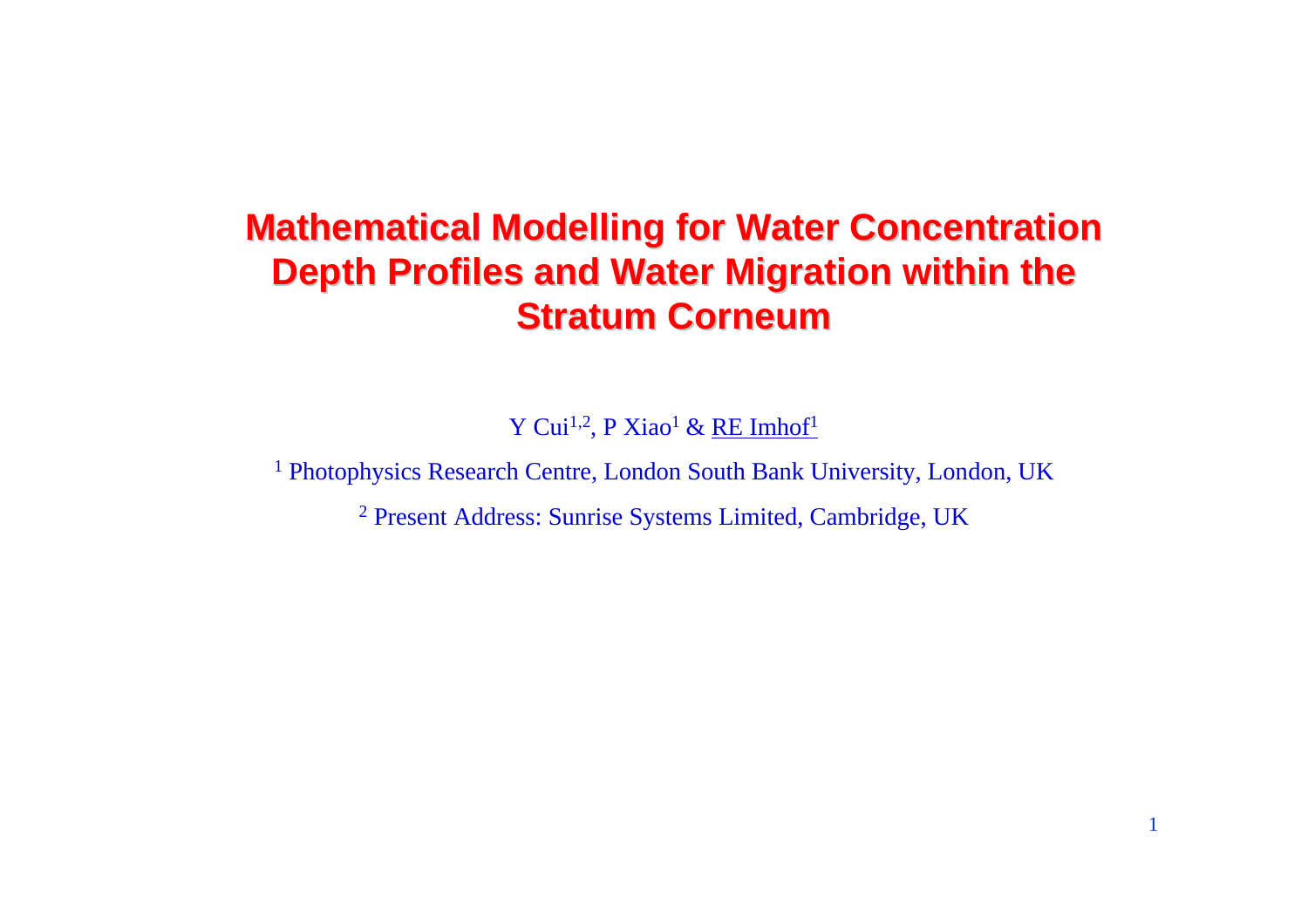# Mathematical Modelling for Water Concentration Depth Profiles and Water Migration within the Stratum Corneum

Y Cui[1,2], P Xiao[1] & RE Imhof[1]

[1] Photophysics Research Centre, London South Bank University, London, UK

[2] Present Address: Sunrise Systems Limited, Cambridge, UK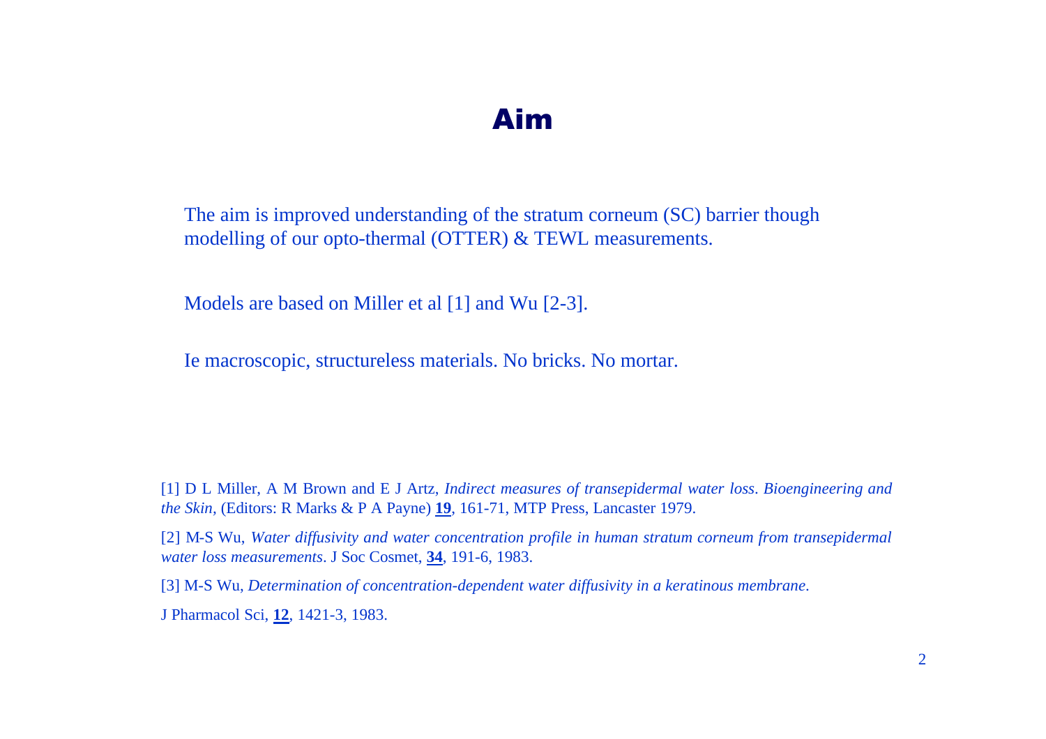# Aim

The aim is improved understanding of the stratum corneum (SC) barrier though modelling of our opto-thermal (OTTER) & TEWL measurements.

Models are based on Miller et al [1] and Wu [2-3].

Ie macroscopic, structureless materials. No bricks. No mortar.

[1] D L Miller, A M Brown and E J Artz, *Indirect measures of transepidermal water loss. Bioengineering and the Skin,* (Editors: R Marks & P A Payne) **19**, 161-71, MTP Press, Lancaster 1979.

[2] M-S Wu, *Water diffusivity and water concentration profile in human stratum corneum from transepidermal water loss measurements*. J Soc Cosmet, **34**, 191-6, 1983.

[3] M-S Wu, *Determination of concentration-dependent water diffusivity in a keratinous membrane.*

J Pharmacol Sci, **12**, 1421-3, 1983.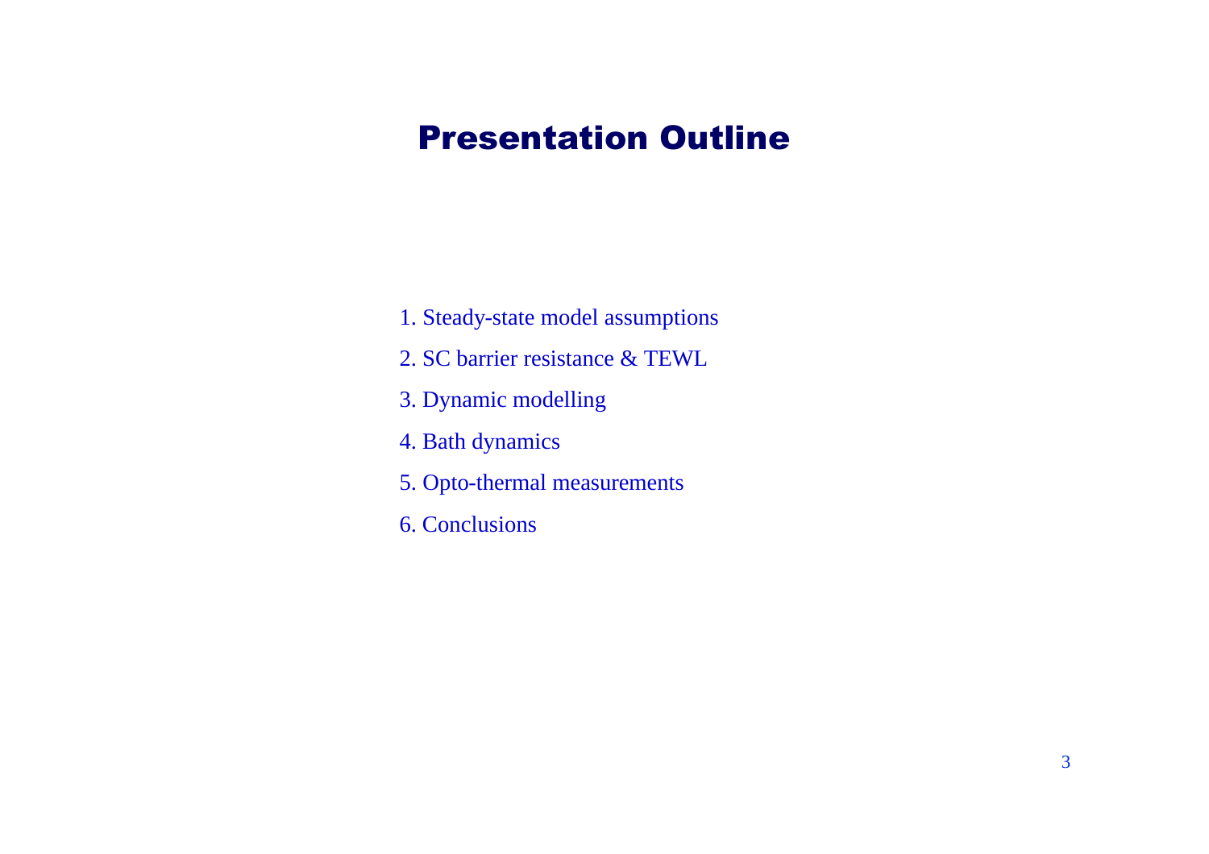# Presentation Outline

1. Steady-state model assumptions
2. SC barrier resistance & TEWL
3. Dynamic modelling
4. Bath dynamics
5. Opto-thermal measurements
6. Conclusions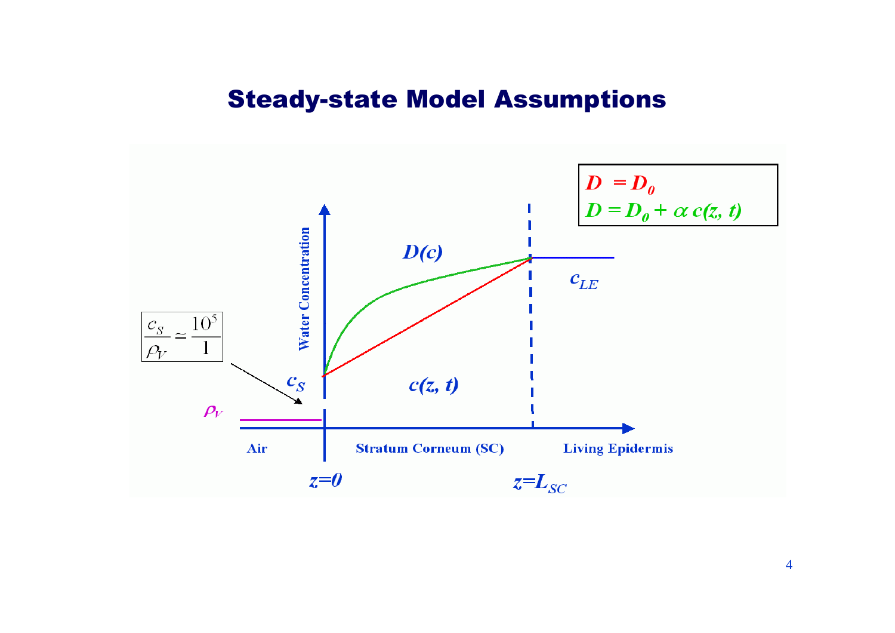# Steady-state Model Assumptions

$D = D_0$

$D = D_0 + \alpha\, c(z, t)$

$D(c)$

$c_{LE}$

$\frac{c_S}{\rho_V} \simeq \frac{10^5}{1}$

$c_S$

$c(z, t)$

$\rho_V$

Water Concentration

Air

Stratum Corneum (SC)

Living Epidermis

$z=0$

$z=L_{SC}$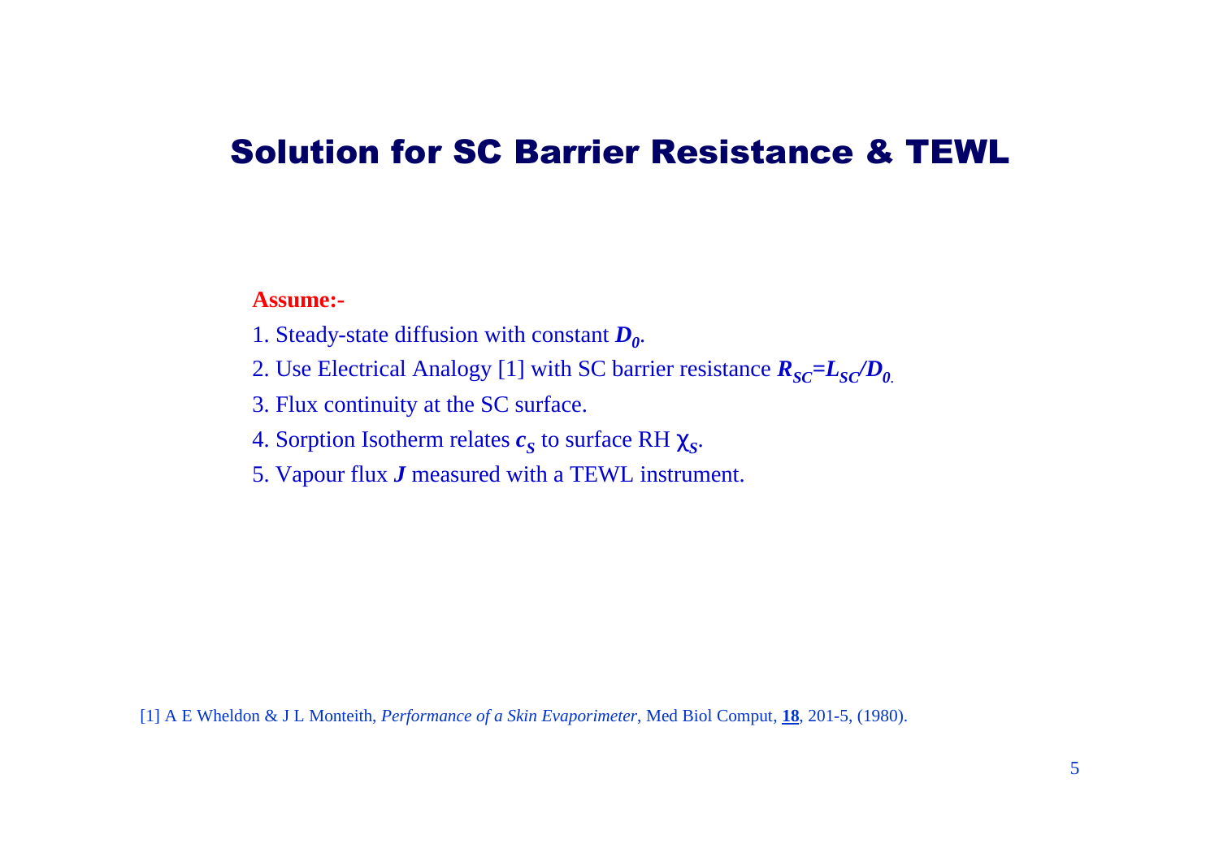# Solution for SC Barrier Resistance & TEWL

**Assume:-**

1. Steady-state diffusion with constant $D_0$.
2. Use Electrical Analogy [1] with SC barrier resistance $R_{SC}=L_{SC}/D_0$.
3. Flux continuity at the SC surface.
4. Sorption Isotherm relates $c_S$ to surface RH $\chi_S$.
5. Vapour flux $J$ measured with a TEWL instrument.

[1] A E Wheldon & J L Monteith, *Performance of a Skin Evaporimeter*, Med Biol Comput, **18**, 201-5, (1980).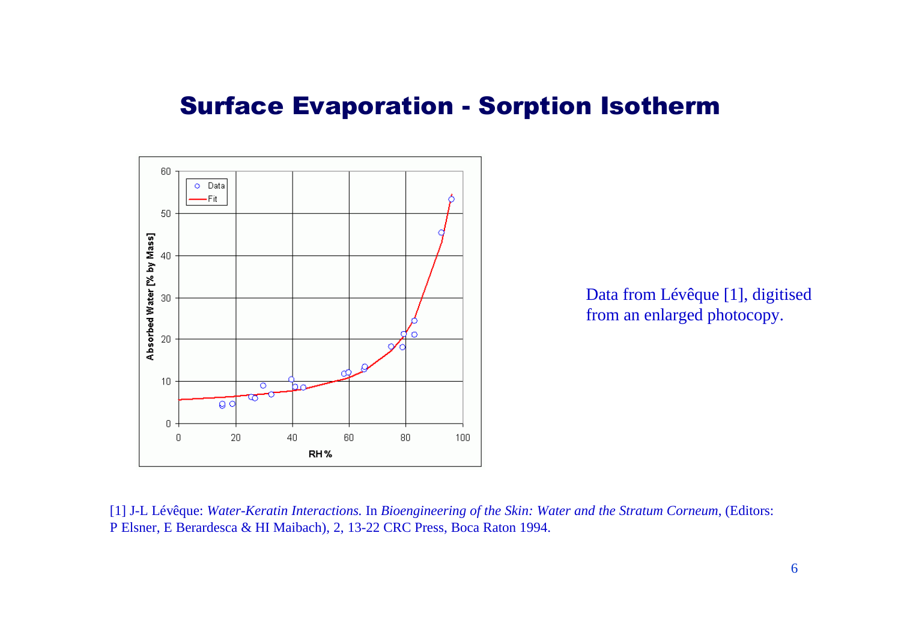# Surface Evaporation - Sorption Isotherm

Data from Lévêque [1], digitised from an enlarged photocopy.

[1] J-L Lévêque: *Water-Keratin Interactions.* In *Bioengineering of the Skin: Water and the Stratum Corneum*, (Editors: P Elsner, E Berardesca & HI Maibach), 2, 13-22 CRC Press, Boca Raton 1994.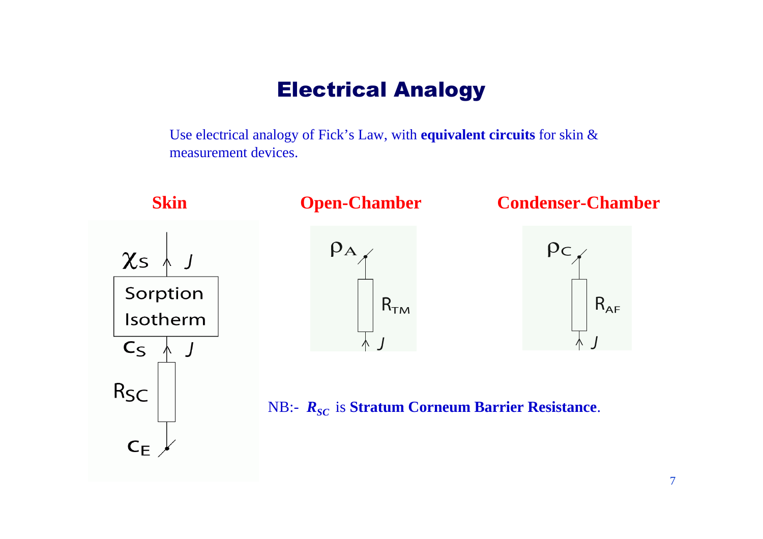# Electrical Analogy

Use electrical analogy of Fick's Law, with **equivalent circuits** for skin & measurement devices.

**Skin**

$\chi_S$ ↑ $J$

Sorption Isotherm

$c_S$ ↑ $J$

$R_{SC}$

$c_E$

**Open-Chamber**

$\rho_A$

$R_{TM}$

↑ $J$

**Condenser-Chamber**

$\rho_C$

$R_{AF}$

↑ $J$

NB:- $R_{SC}$ is **Stratum Corneum Barrier Resistance**.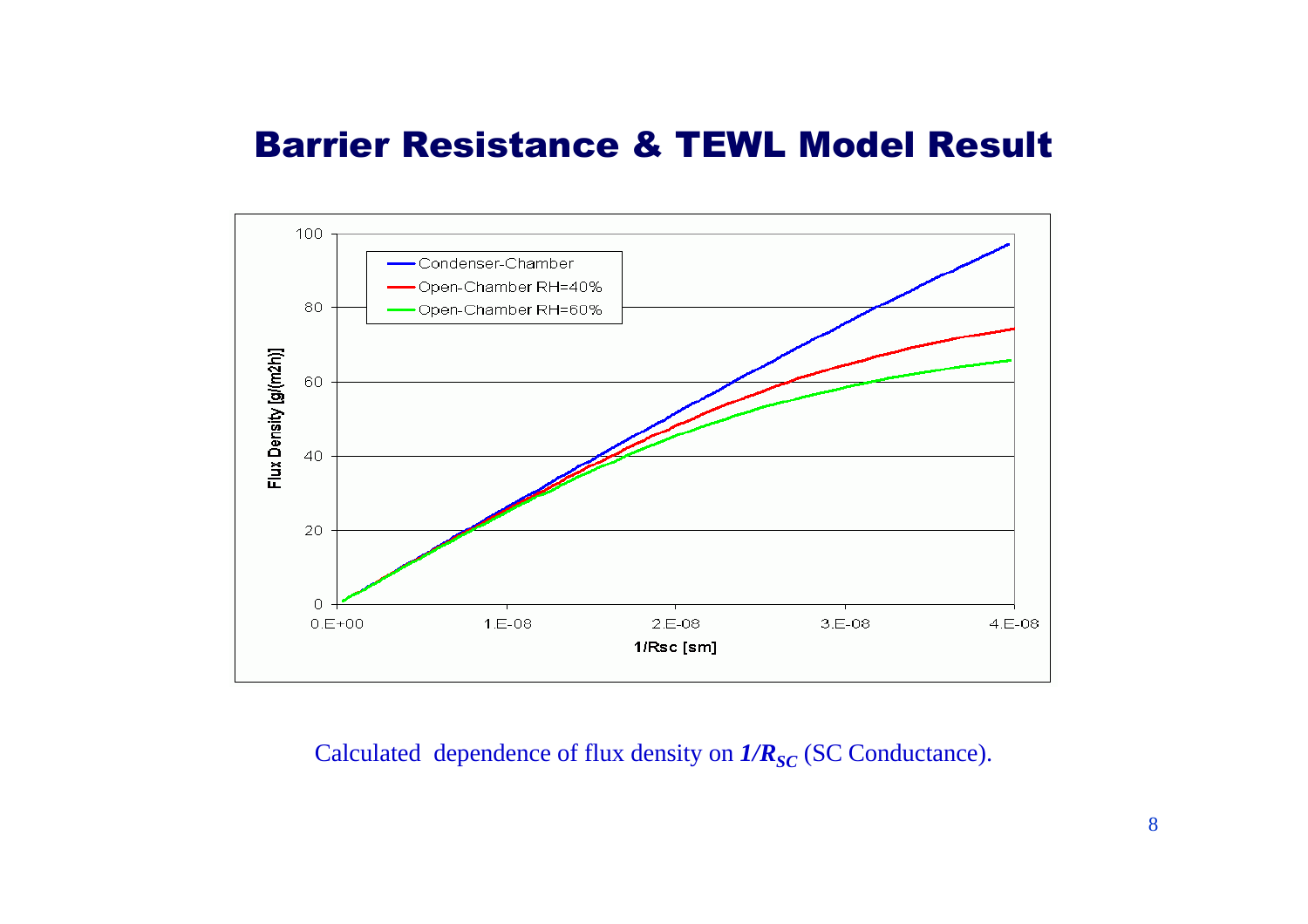# Barrier Resistance & TEWL Model Result

Calculated dependence of flux density on $\boldsymbol{1/R_{SC}}$ (SC Conductance).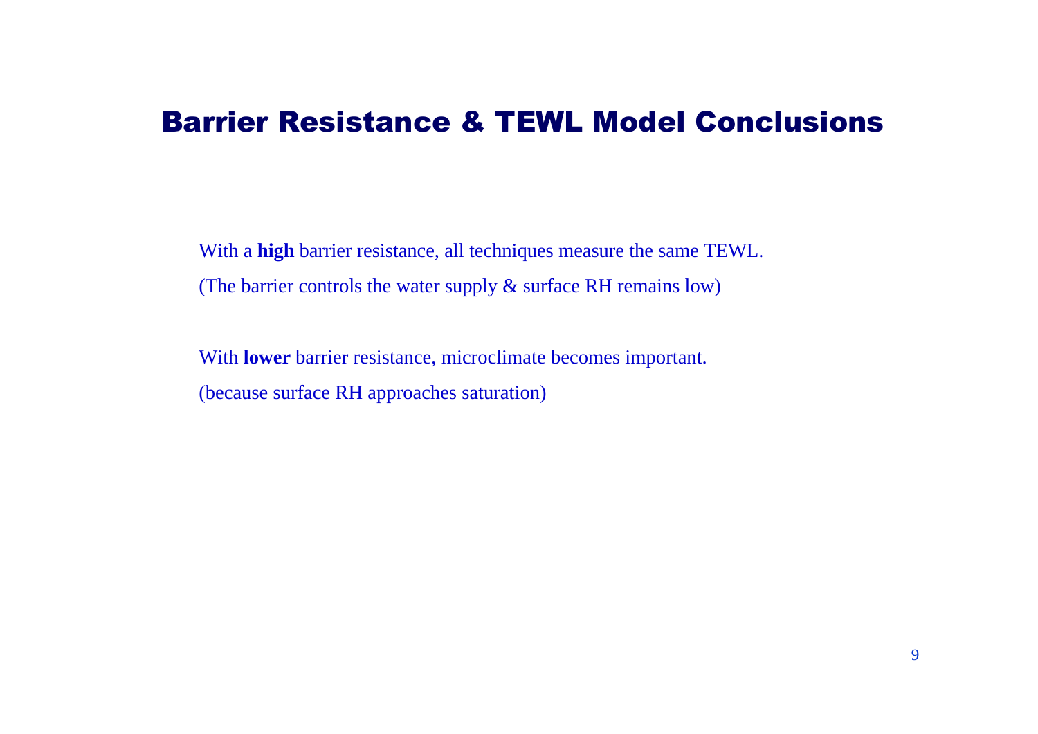# Barrier Resistance & TEWL Model Conclusions

With a **high** barrier resistance, all techniques measure the same TEWL.

(The barrier controls the water supply & surface RH remains low)

With **lower** barrier resistance, microclimate becomes important.

(because surface RH approaches saturation)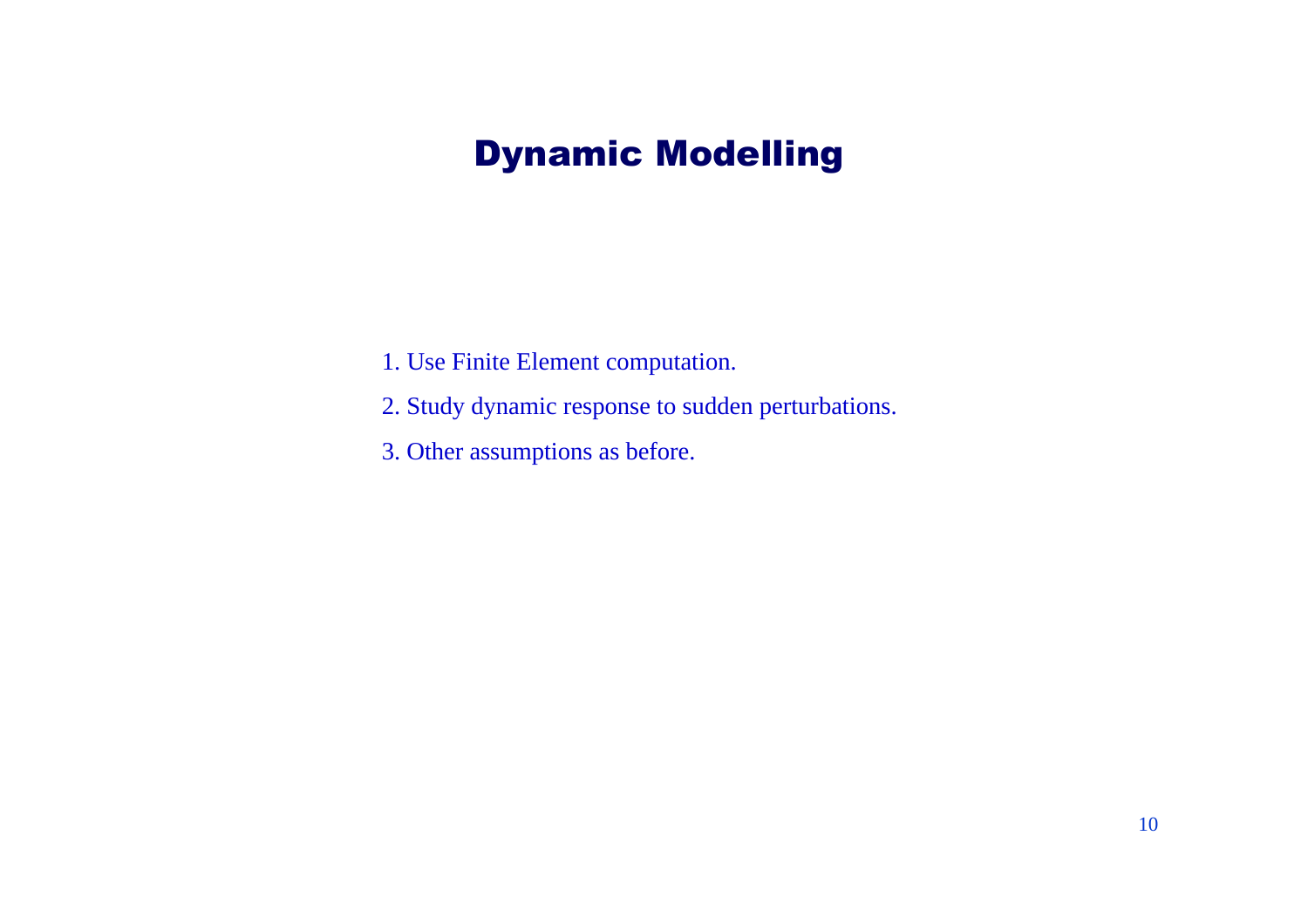# Dynamic Modelling

1. Use Finite Element computation.
2. Study dynamic response to sudden perturbations.
3. Other assumptions as before.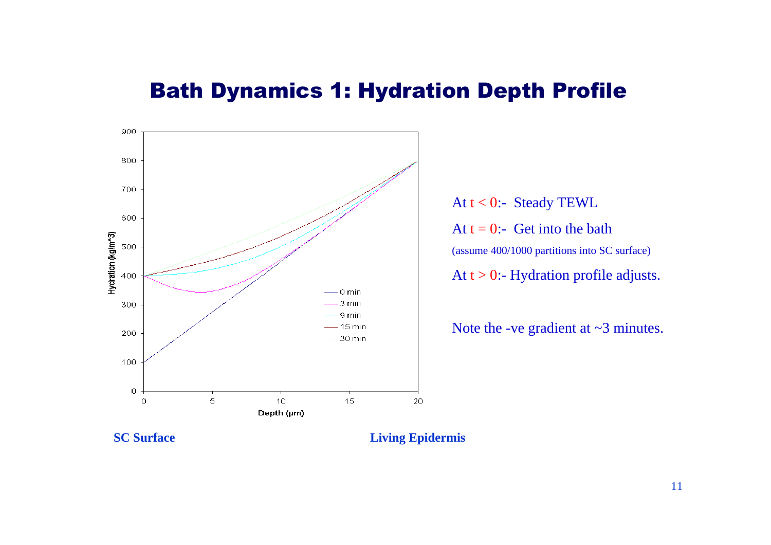# Bath Dynamics 1: Hydration Depth Profile

At $t < 0$:- Steady TEWL

At $t = 0$:- Get into the bath

(assume 400/1000 partitions into SC surface)

At $t > 0$:- Hydration profile adjusts.

Note the -ve gradient at ~3 minutes.

**SC Surface** **Living Epidermis**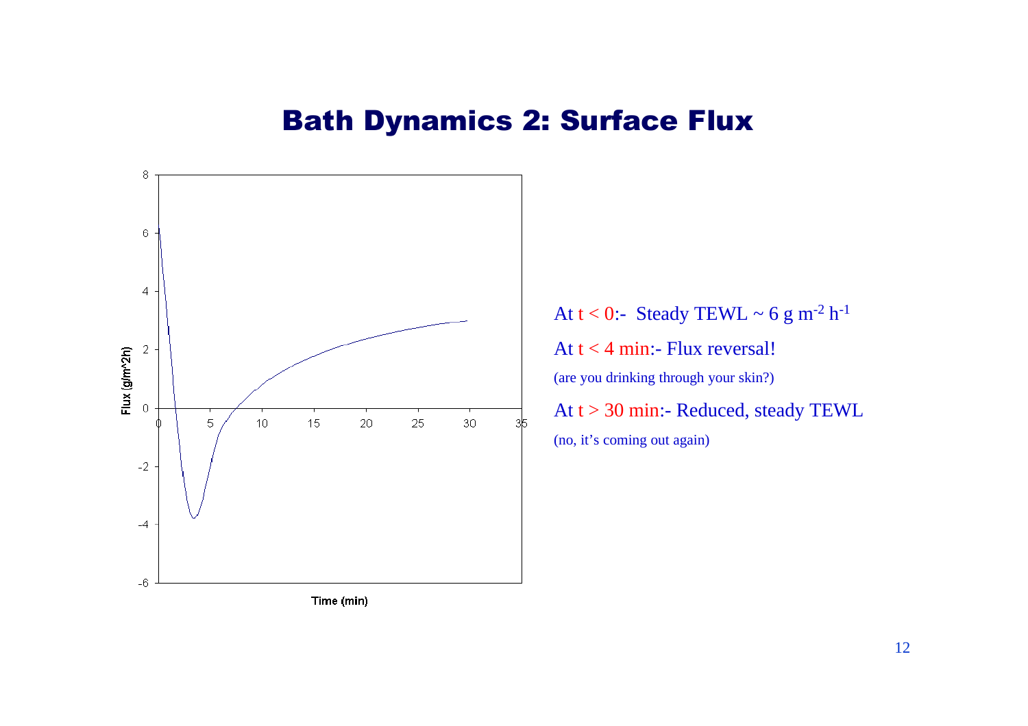# Bath Dynamics 2: Surface Flux

At $t < 0$:- Steady TEWL ~ 6 g $m^{-2}$ $h^{-1}$

At $t < 4$ min:- Flux reversal!

(are you drinking through your skin?)

At $t > 30$ min:- Reduced, steady TEWL

(no, it's coming out again)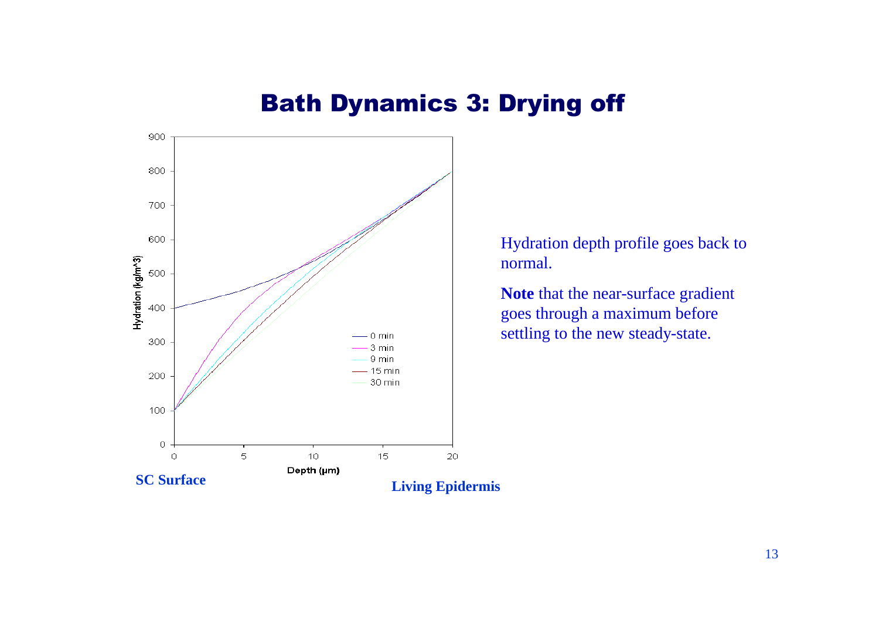# Bath Dynamics 3: Drying off

Hydration depth profile goes back to normal.

**Note** that the near-surface gradient goes through a maximum before settling to the new steady-state.

**SC Surface**

**Living Epidermis**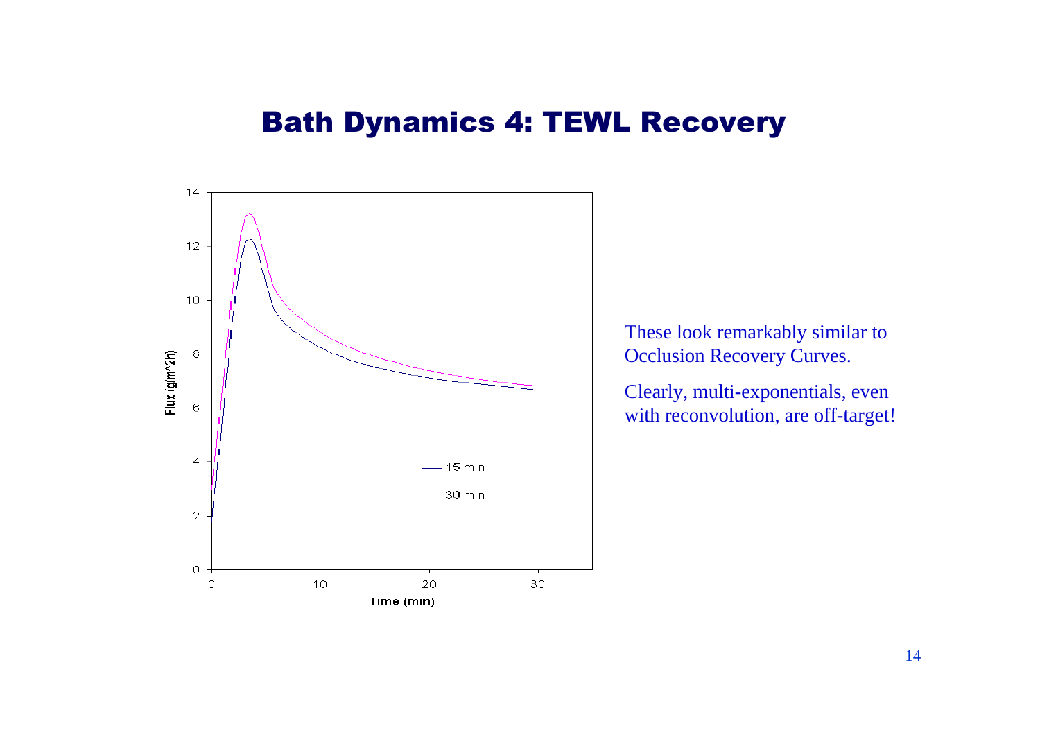# Bath Dynamics 4: TEWL Recovery

These look remarkably similar to Occlusion Recovery Curves.

Clearly, multi-exponentials, even with reconvolution, are off-target!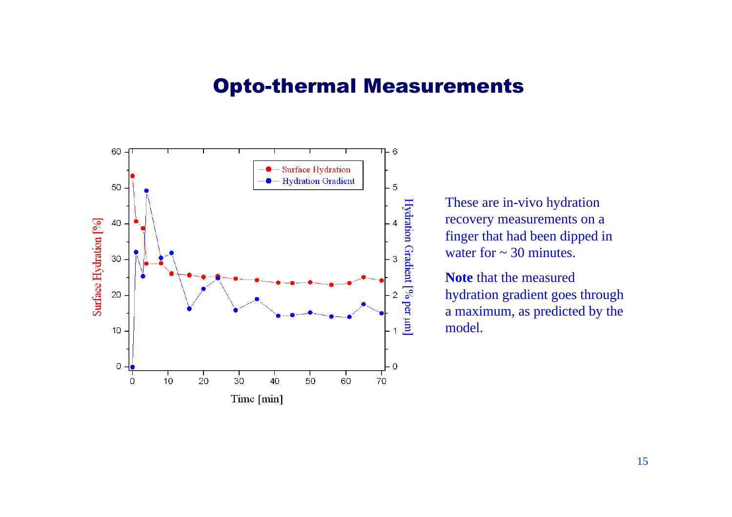# Opto-thermal Measurements

These are in-vivo hydration recovery measurements on a finger that had been dipped in water for ~ 30 minutes.

**Note** that the measured hydration gradient goes through a maximum, as predicted by the model.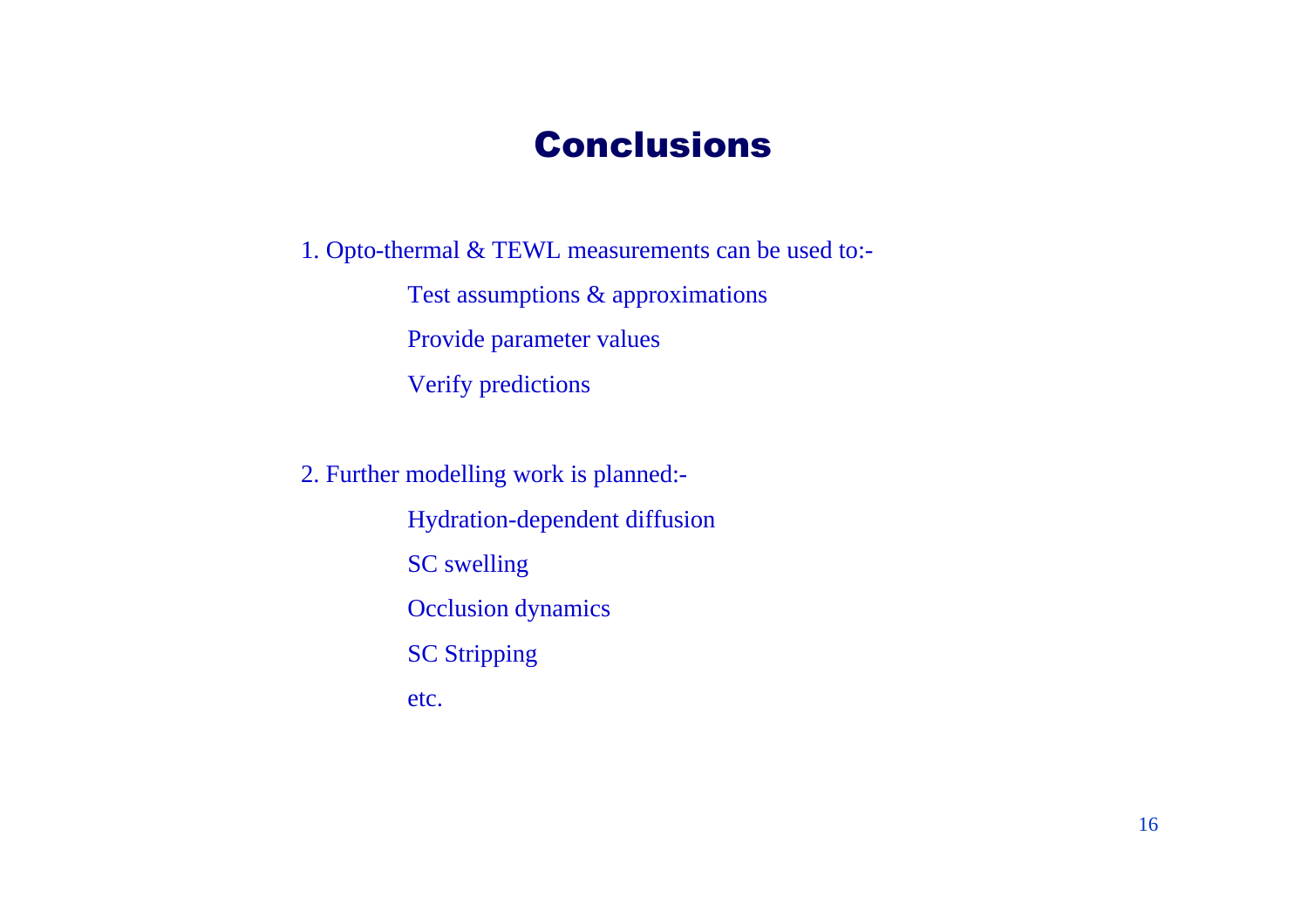# Conclusions

1. Opto-thermal & TEWL measurements can be used to:-

    Test assumptions & approximations

    Provide parameter values

    Verify predictions

2. Further modelling work is planned:-

    Hydration-dependent diffusion

    SC swelling

    Occlusion dynamics

    SC Stripping

    etc.